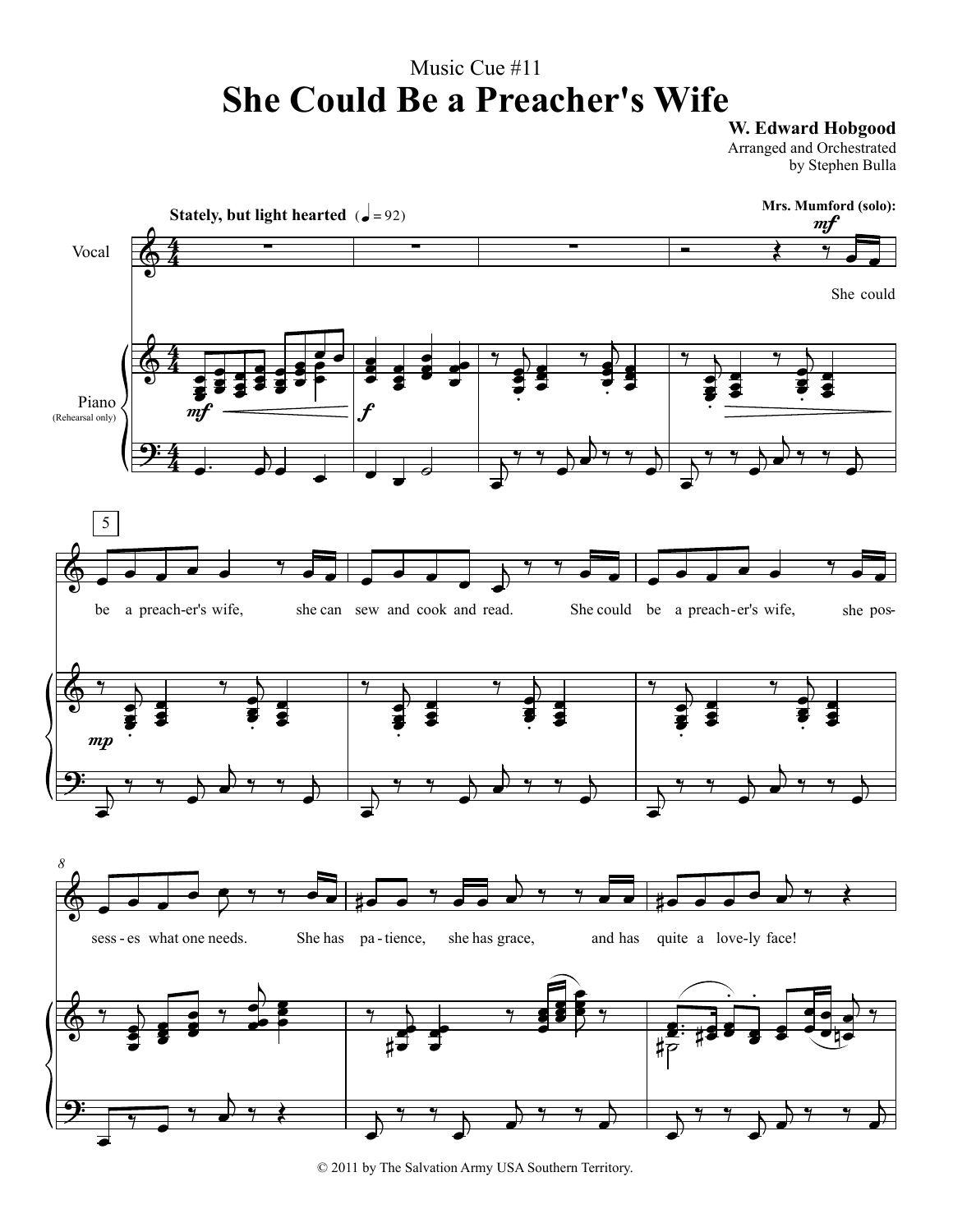Music Cue #11

# She Could Be a Preacher's Wife

**W. Edward Hobgood**

Arranged and Orchestrated by Stephen Bulla

**Stately, but light hearted** (♩ = 92)

**Mrs. Mumford (solo):** *mf*

Vocal

Piano (Rehearsal only)

She could be a preach-er's wife, she can sew and cook and read. She could be a preach-er's wife, she poss-ess-es what one needs. She has pa-tience, she has grace, and has quite a love-ly face!

© 2011 by The Salvation Army USA Southern Territory.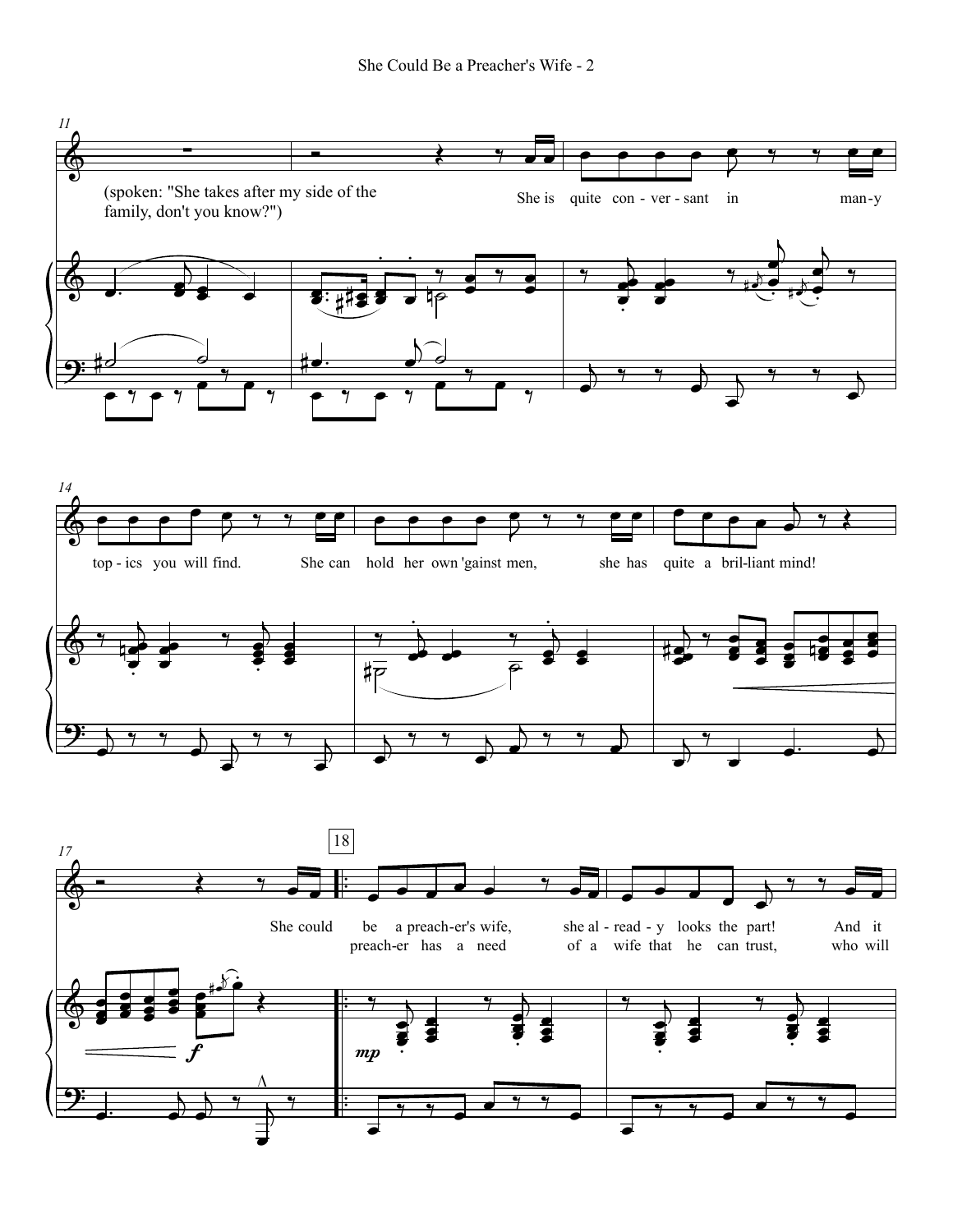(spoken: "She takes after my side of the family, don't you know?")

She is quite con - ver - sant in man-y top - ics you will find. She can hold her own 'gainst men, she has quite a bril-liant mind!

She could be a preach-er's wife, she al - read - y looks the part! And it

preach-er has a need of a wife that he can trust, who will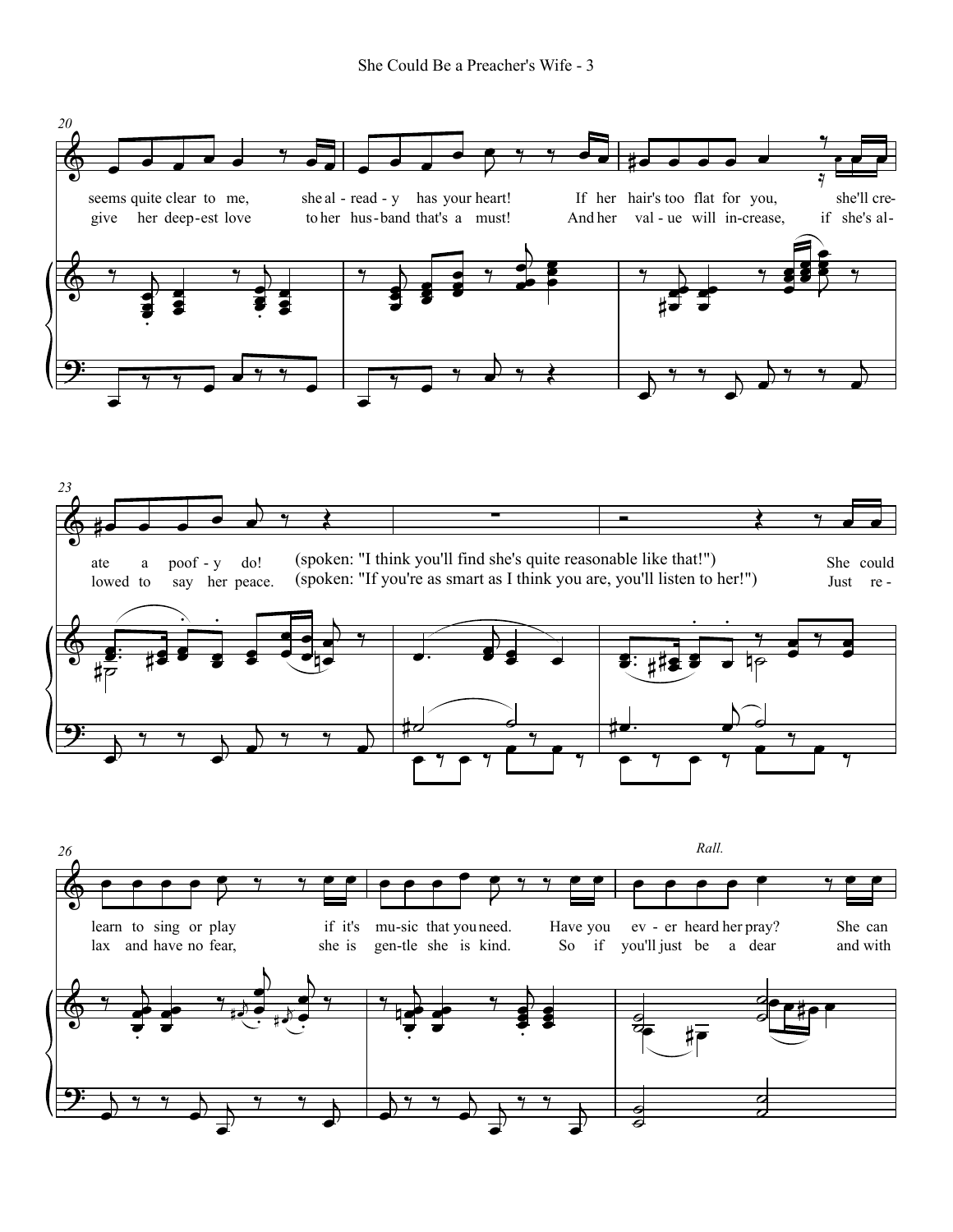20

seems quite clear to me, she al - read - y has your heart! If her hair's too flat for you, she'll cre-
give her deep-est love to her hus-band that's a must! And her val - ue will in-crease, if she's al-

23

ate a poof - y do! (spoken: "I think you'll find she's quite reasonable like that!") She could
lowed to say her peace. (spoken: "If you're as smart as I think you are, you'll listen to her!") Just re-

26

*Rall.*

learn to sing or play if it's mu-sic that you need. Have you ev - er heard her pray? She can
lax and have no fear, she is gen-tle she is kind. So if you'll just be a dear and with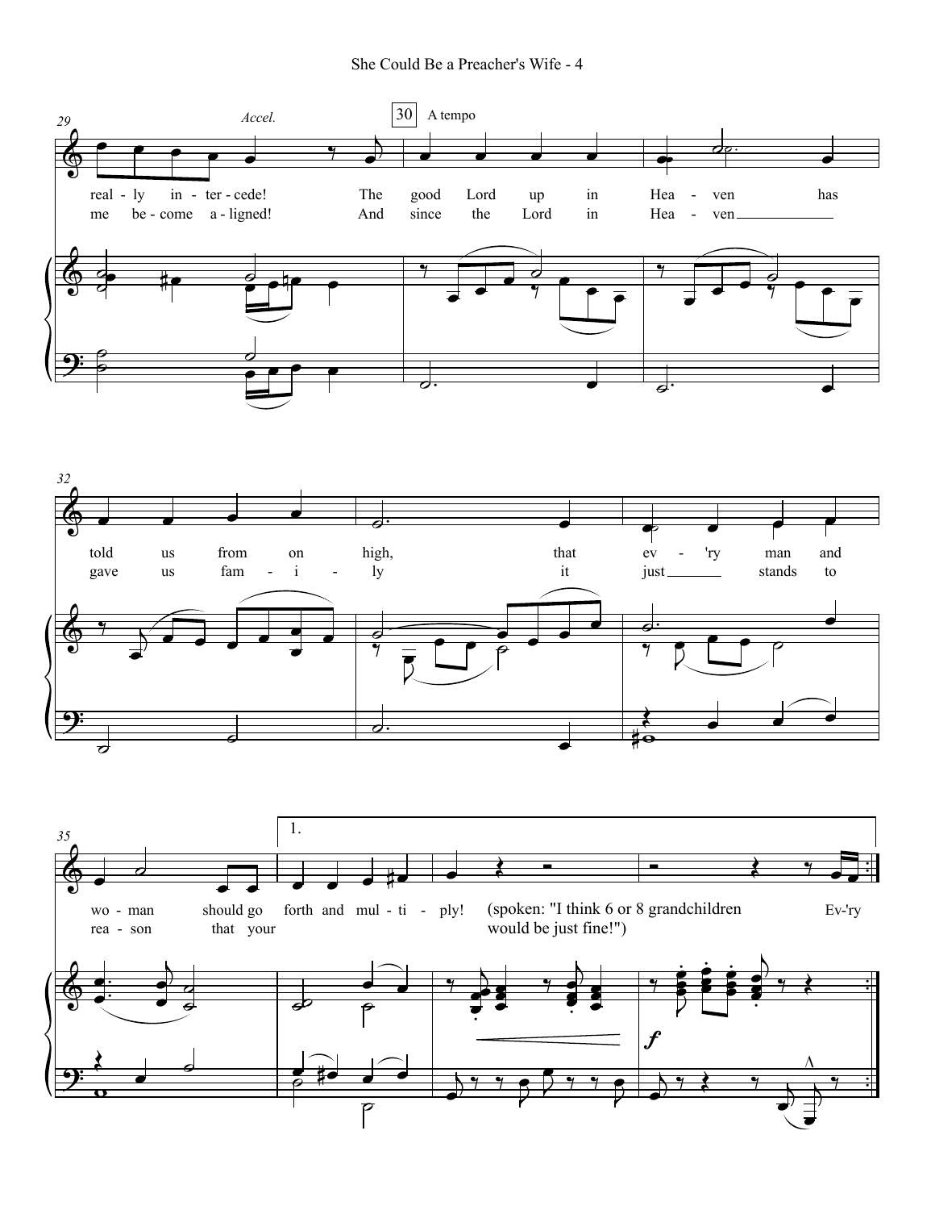*Accel.*

30 A tempo

real - ly in - ter - cede! The good Lord up in Hea - ven has told us from on high, that ev - 'ry man and wo - man should go forth and mul - ti - ply! (spoken: "I think 6 or 8 grandchildren would be just fine!") Ev-'ry

me be - come a - ligned! And since the Lord in Hea - ven gave us fam - i - ly it just stands to rea - son that your

1.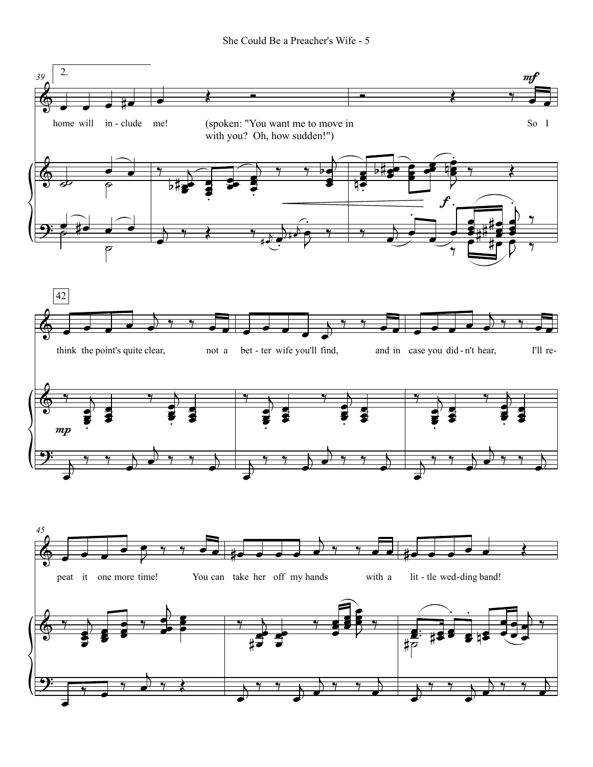home will in - clude me! (spoken: "You want me to move in with you? Oh, how sudden!") So I

think the point's quite clear, not a bet - ter wife you'll find, and in case you did - n't hear, I'll re-

peat it one more time! You can take her off my hands with a lit - tle wed-ding band!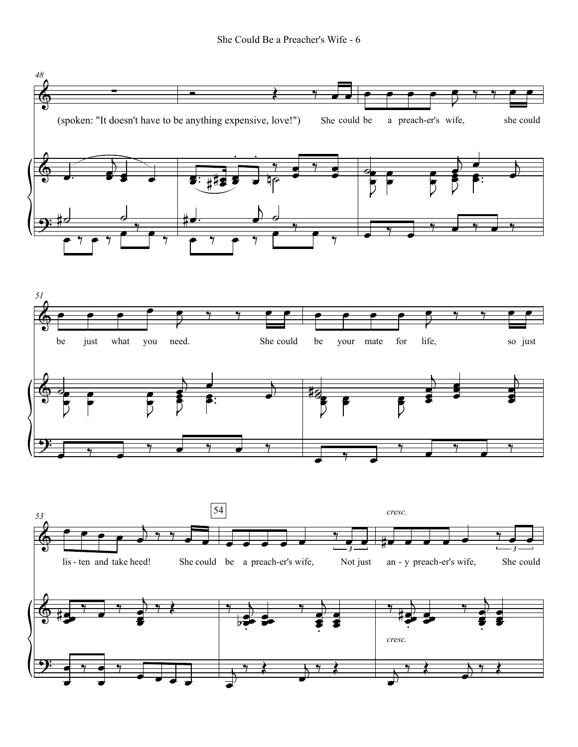(spoken: "It doesn't have to be anything expensive, love!") She could be a preach-er's wife, she could be just what you need. She could be your mate for life, so just lis-ten and take heed! She could be a preach-er's wife, Not just an-y preach-er's wife, She could

*cresc.*

*cresc.*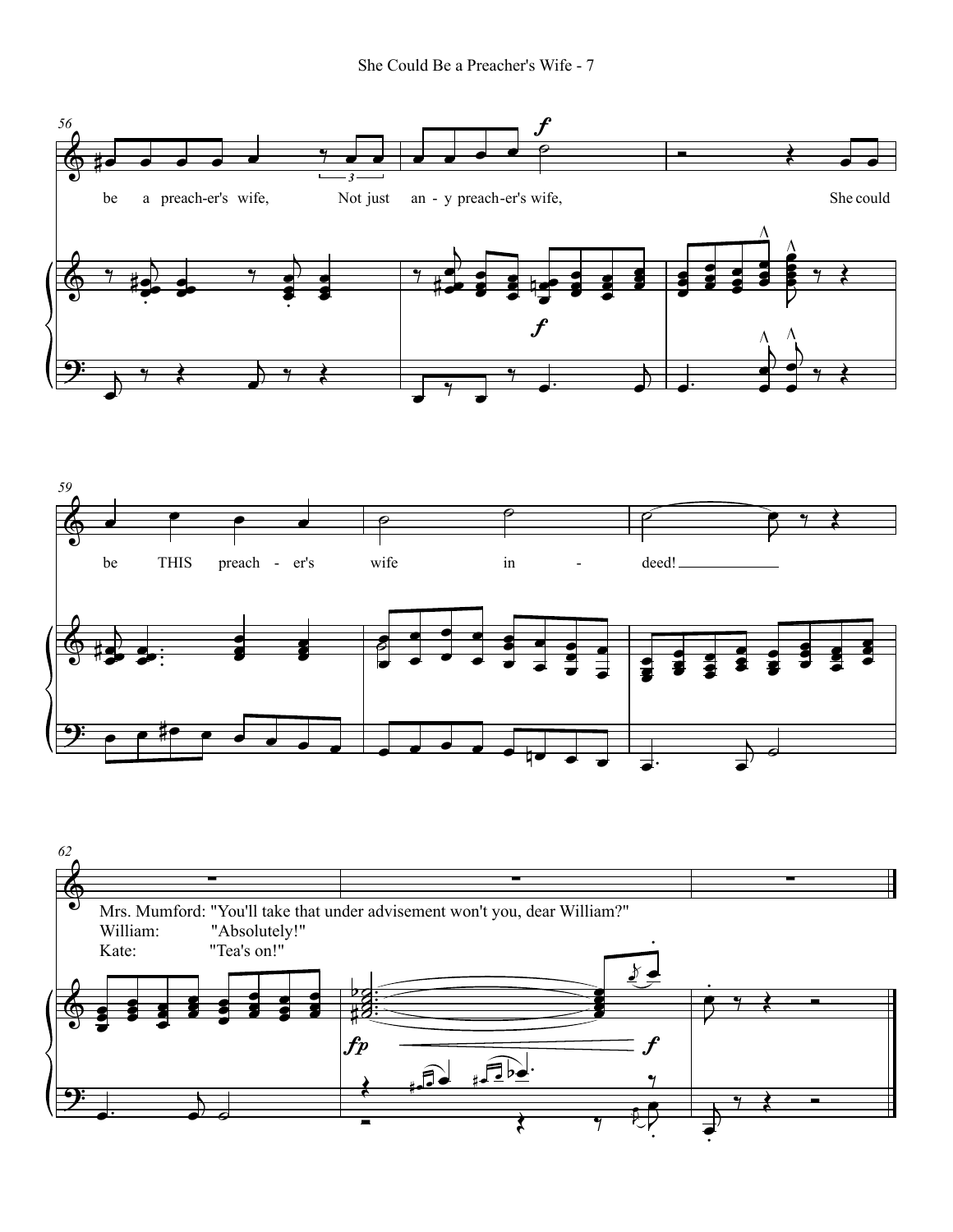be a preach-er's wife, Not just an - y preach-er's wife, She could

be THIS preach - er's wife in - deed!

Mrs. Mumford: "You'll take that under advisement won't you, dear William?"
William: "Absolutely!"
Kate: "Tea's on!"